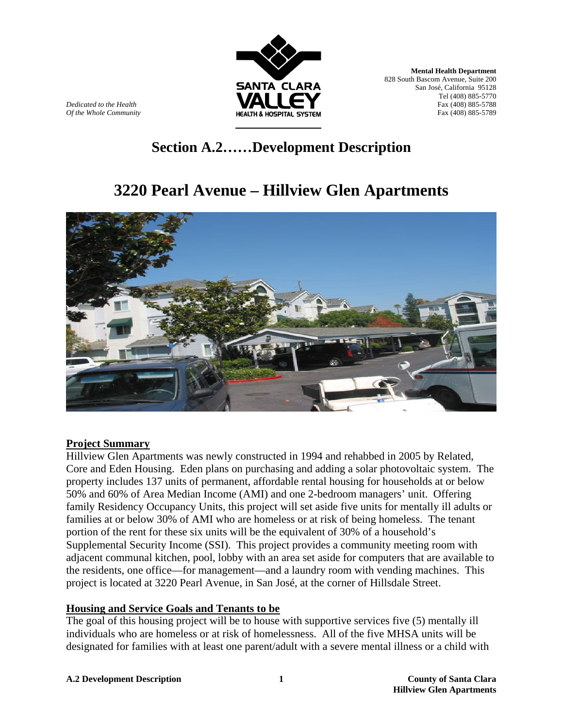Mental Health Department
828 South Bascom Avenue, Suite 200
San José, California 95128
Tel (408) 885-5770
Fax (408) 885-5788
Fax (408) 885-5789

*Dedicated to the Health*
*Of the Whole Community*

# Section A.2……Development Description

# 3220 Pearl Avenue – Hillview Glen Apartments

## Project Summary

Hillview Glen Apartments was newly constructed in 1994 and rehabbed in 2005 by Related, Core and Eden Housing. Eden plans on purchasing and adding a solar photovoltaic system. The property includes 137 units of permanent, affordable rental housing for households at or below 50% and 60% of Area Median Income (AMI) and one 2-bedroom managers' unit. Offering family Residency Occupancy Units, this project will set aside five units for mentally ill adults or families at or below 30% of AMI who are homeless or at risk of being homeless. The tenant portion of the rent for these six units will be the equivalent of 30% of a household's Supplemental Security Income (SSI). This project provides a community meeting room with adjacent communal kitchen, pool, lobby with an area set aside for computers that are available to the residents, one office—for management—and a laundry room with vending machines. This project is located at 3220 Pearl Avenue, in San José, at the corner of Hillsdale Street.

## Housing and Service Goals and Tenants to be

The goal of this housing project will be to house with supportive services five (5) mentally ill individuals who are homeless or at risk of homelessness. All of the five MHSA units will be designated for families with at least one parent/adult with a severe mental illness or a child with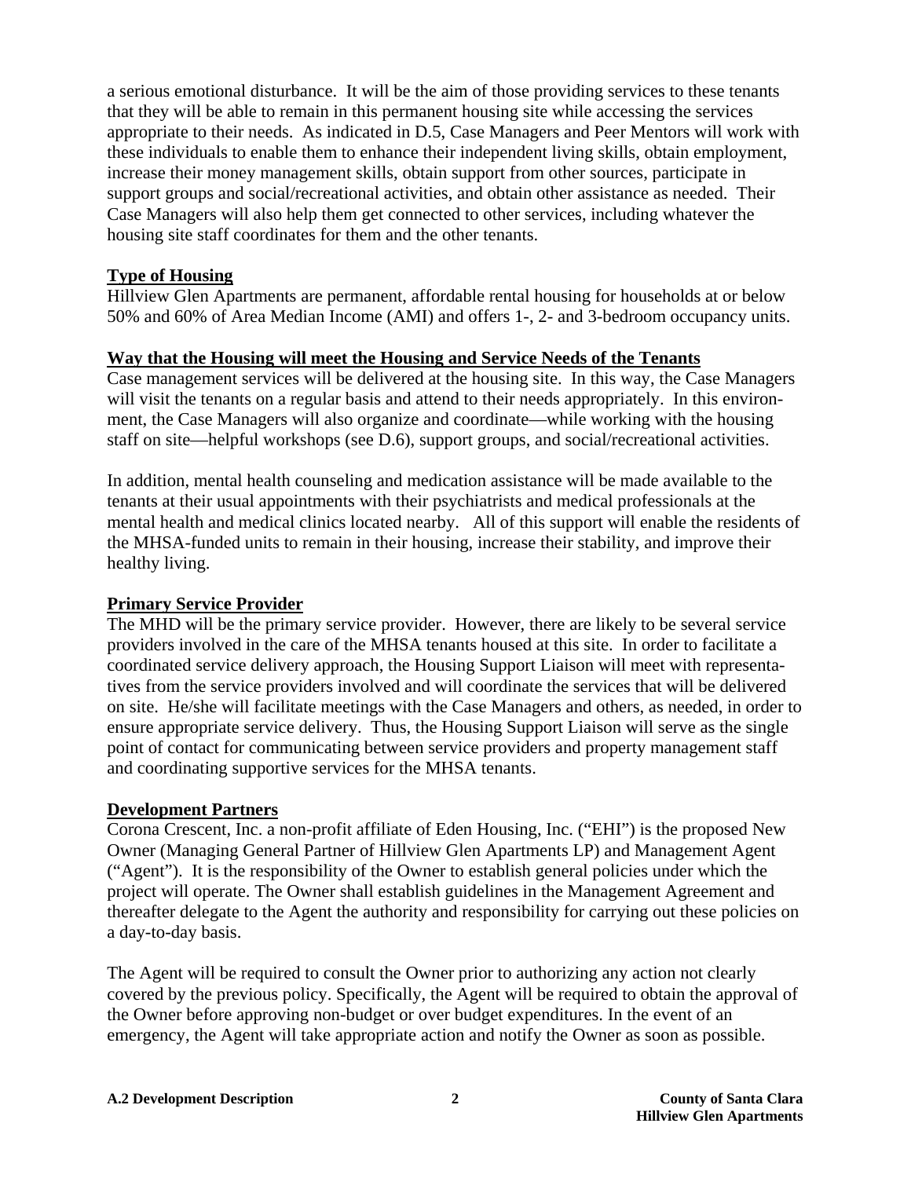a serious emotional disturbance. It will be the aim of those providing services to these tenants that they will be able to remain in this permanent housing site while accessing the services appropriate to their needs. As indicated in D.5, Case Managers and Peer Mentors will work with these individuals to enable them to enhance their independent living skills, obtain employment, increase their money management skills, obtain support from other sources, participate in support groups and social/recreational activities, and obtain other assistance as needed. Their Case Managers will also help them get connected to other services, including whatever the housing site staff coordinates for them and the other tenants.

**Type of Housing**

Hillview Glen Apartments are permanent, affordable rental housing for households at or below 50% and 60% of Area Median Income (AMI) and offers 1-, 2- and 3-bedroom occupancy units.

**Way that the Housing will meet the Housing and Service Needs of the Tenants**

Case management services will be delivered at the housing site. In this way, the Case Managers will visit the tenants on a regular basis and attend to their needs appropriately. In this environment, the Case Managers will also organize and coordinate—while working with the housing staff on site—helpful workshops (see D.6), support groups, and social/recreational activities.

In addition, mental health counseling and medication assistance will be made available to the tenants at their usual appointments with their psychiatrists and medical professionals at the mental health and medical clinics located nearby. All of this support will enable the residents of the MHSA-funded units to remain in their housing, increase their stability, and improve their healthy living.

**Primary Service Provider**

The MHD will be the primary service provider. However, there are likely to be several service providers involved in the care of the MHSA tenants housed at this site. In order to facilitate a coordinated service delivery approach, the Housing Support Liaison will meet with representatives from the service providers involved and will coordinate the services that will be delivered on site. He/she will facilitate meetings with the Case Managers and others, as needed, in order to ensure appropriate service delivery. Thus, the Housing Support Liaison will serve as the single point of contact for communicating between service providers and property management staff and coordinating supportive services for the MHSA tenants.

**Development Partners**

Corona Crescent, Inc. a non-profit affiliate of Eden Housing, Inc. ("EHI") is the proposed New Owner (Managing General Partner of Hillview Glen Apartments LP) and Management Agent ("Agent"). It is the responsibility of the Owner to establish general policies under which the project will operate. The Owner shall establish guidelines in the Management Agreement and thereafter delegate to the Agent the authority and responsibility for carrying out these policies on a day-to-day basis.

The Agent will be required to consult the Owner prior to authorizing any action not clearly covered by the previous policy. Specifically, the Agent will be required to obtain the approval of the Owner before approving non-budget or over budget expenditures. In the event of an emergency, the Agent will take appropriate action and notify the Owner as soon as possible.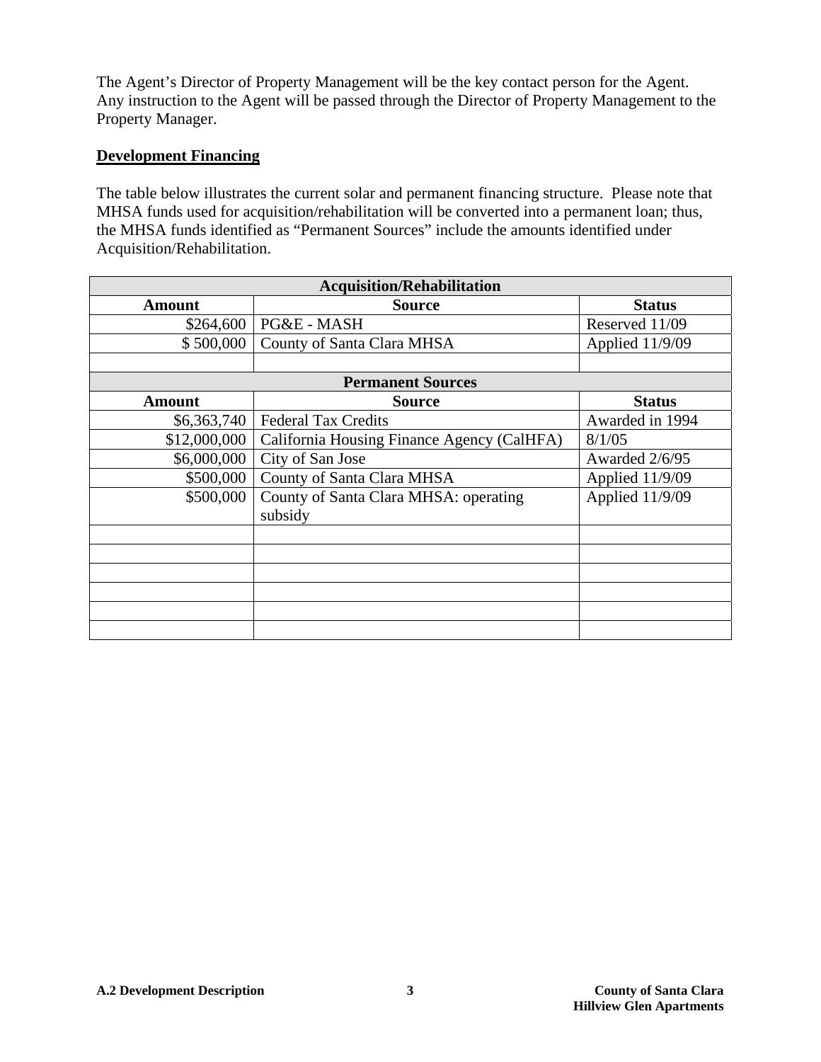The Agent's Director of Property Management will be the key contact person for the Agent. Any instruction to the Agent will be passed through the Director of Property Management to the Property Manager.

## Development Financing

The table below illustrates the current solar and permanent financing structure. Please note that MHSA funds used for acquisition/rehabilitation will be converted into a permanent loan; thus, the MHSA funds identified as "Permanent Sources" include the amounts identified under Acquisition/Rehabilitation.

| Acquisition/Rehabilitation | | |
|---|---|---|
| **Amount** | **Source** | **Status** |
| $264,600 | PG&E - MASH | Reserved 11/09 |
| $ 500,000 | County of Santa Clara MHSA | Applied 11/9/09 |
| | | |
| **Permanent Sources** | | |
| **Amount** | **Source** | **Status** |
| $6,363,740 | Federal Tax Credits | Awarded in 1994 |
| $12,000,000 | California Housing Finance Agency (CalHFA) | 8/1/05 |
| $6,000,000 | City of San Jose | Awarded 2/6/95 |
| $500,000 | County of Santa Clara MHSA | Applied 11/9/09 |
| $500,000 | County of Santa Clara MHSA: operating subsidy | Applied 11/9/09 |
| | | |
| | | |
| | | |
| | | |
| | | |
| | | |